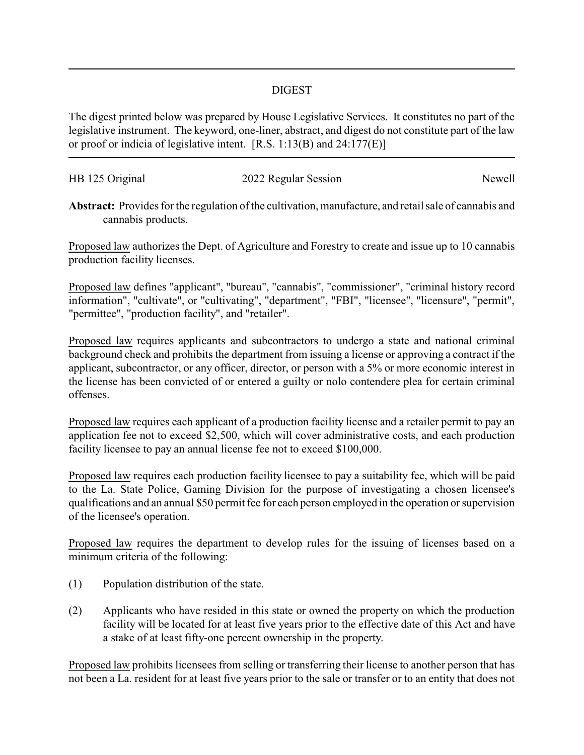# DIGEST

The digest printed below was prepared by House Legislative Services. It constitutes no part of the legislative instrument. The keyword, one-liner, abstract, and digest do not constitute part of the law or proof or indicia of legislative intent. [R.S. 1:13(B) and 24:177(E)]

HB 125 Original | 2022 Regular Session | Newell

**Abstract:** Provides for the regulation of the cultivation, manufacture, and retail sale of cannabis and cannabis products.

Proposed law authorizes the Dept. of Agriculture and Forestry to create and issue up to 10 cannabis production facility licenses.

Proposed law defines "applicant", "bureau", "cannabis", "commissioner", "criminal history record information", "cultivate", or "cultivating", "department", "FBI", "licensee", "licensure", "permit", "permittee", "production facility", and "retailer".

Proposed law requires applicants and subcontractors to undergo a state and national criminal background check and prohibits the department from issuing a license or approving a contract if the applicant, subcontractor, or any officer, director, or person with a 5% or more economic interest in the license has been convicted of or entered a guilty or nolo contendere plea for certain criminal offenses.

Proposed law requires each applicant of a production facility license and a retailer permit to pay an application fee not to exceed $2,500, which will cover administrative costs, and each production facility licensee to pay an annual license fee not to exceed $100,000.

Proposed law requires each production facility licensee to pay a suitability fee, which will be paid to the La. State Police, Gaming Division for the purpose of investigating a chosen licensee's qualifications and an annual $50 permit fee for each person employed in the operation or supervision of the licensee's operation.

Proposed law requires the department to develop rules for the issuing of licenses based on a minimum criteria of the following:

(1) Population distribution of the state.

(2) Applicants who have resided in this state or owned the property on which the production facility will be located for at least five years prior to the effective date of this Act and have a stake of at least fifty-one percent ownership in the property.

Proposed law prohibits licensees from selling or transferring their license to another person that has not been a La. resident for at least five years prior to the sale or transfer or to an entity that does not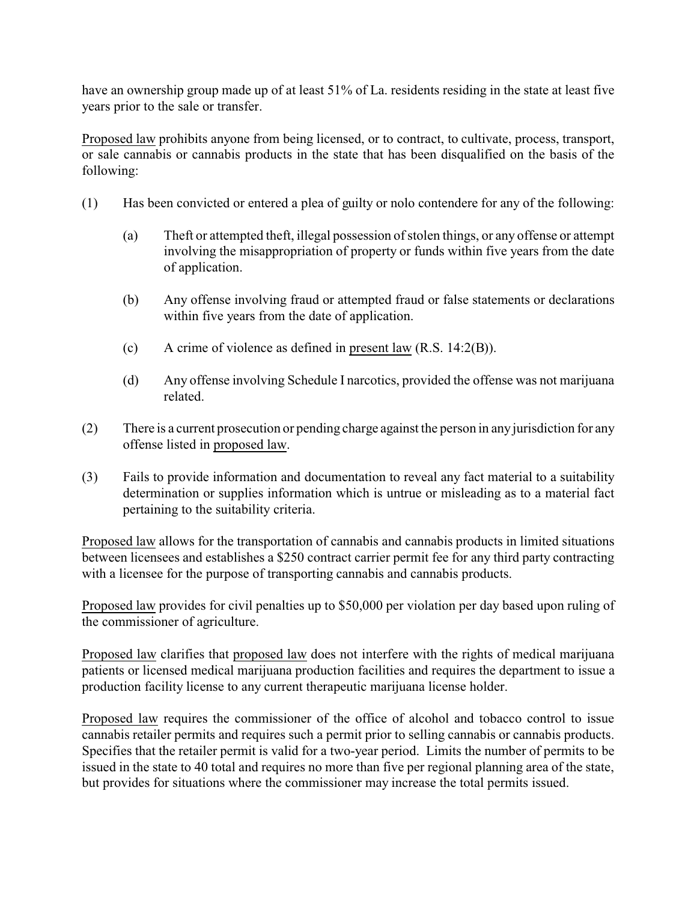have an ownership group made up of at least 51% of La. residents residing in the state at least five years prior to the sale or transfer.

<u>Proposed law</u> prohibits anyone from being licensed, or to contract, to cultivate, process, transport, or sale cannabis or cannabis products in the state that has been disqualified on the basis of the following:

(1) Has been convicted or entered a plea of guilty or nolo contendere for any of the following:

  (a) Theft or attempted theft, illegal possession of stolen things, or any offense or attempt involving the misappropriation of property or funds within five years from the date of application.

  (b) Any offense involving fraud or attempted fraud or false statements or declarations within five years from the date of application.

  (c) A crime of violence as defined in <u>present law</u> (R.S. 14:2(B)).

  (d) Any offense involving Schedule I narcotics, provided the offense was not marijuana related.

(2) There is a current prosecution or pending charge against the person in any jurisdiction for any offense listed in <u>proposed law</u>.

(3) Fails to provide information and documentation to reveal any fact material to a suitability determination or supplies information which is untrue or misleading as to a material fact pertaining to the suitability criteria.

<u>Proposed law</u> allows for the transportation of cannabis and cannabis products in limited situations between licensees and establishes a $250 contract carrier permit fee for any third party contracting with a licensee for the purpose of transporting cannabis and cannabis products.

<u>Proposed law</u> provides for civil penalties up to $50,000 per violation per day based upon ruling of the commissioner of agriculture.

<u>Proposed law</u> clarifies that <u>proposed law</u> does not interfere with the rights of medical marijuana patients or licensed medical marijuana production facilities and requires the department to issue a production facility license to any current therapeutic marijuana license holder.

<u>Proposed law</u> requires the commissioner of the office of alcohol and tobacco control to issue cannabis retailer permits and requires such a permit prior to selling cannabis or cannabis products. Specifies that the retailer permit is valid for a two-year period. Limits the number of permits to be issued in the state to 40 total and requires no more than five per regional planning area of the state, but provides for situations where the commissioner may increase the total permits issued.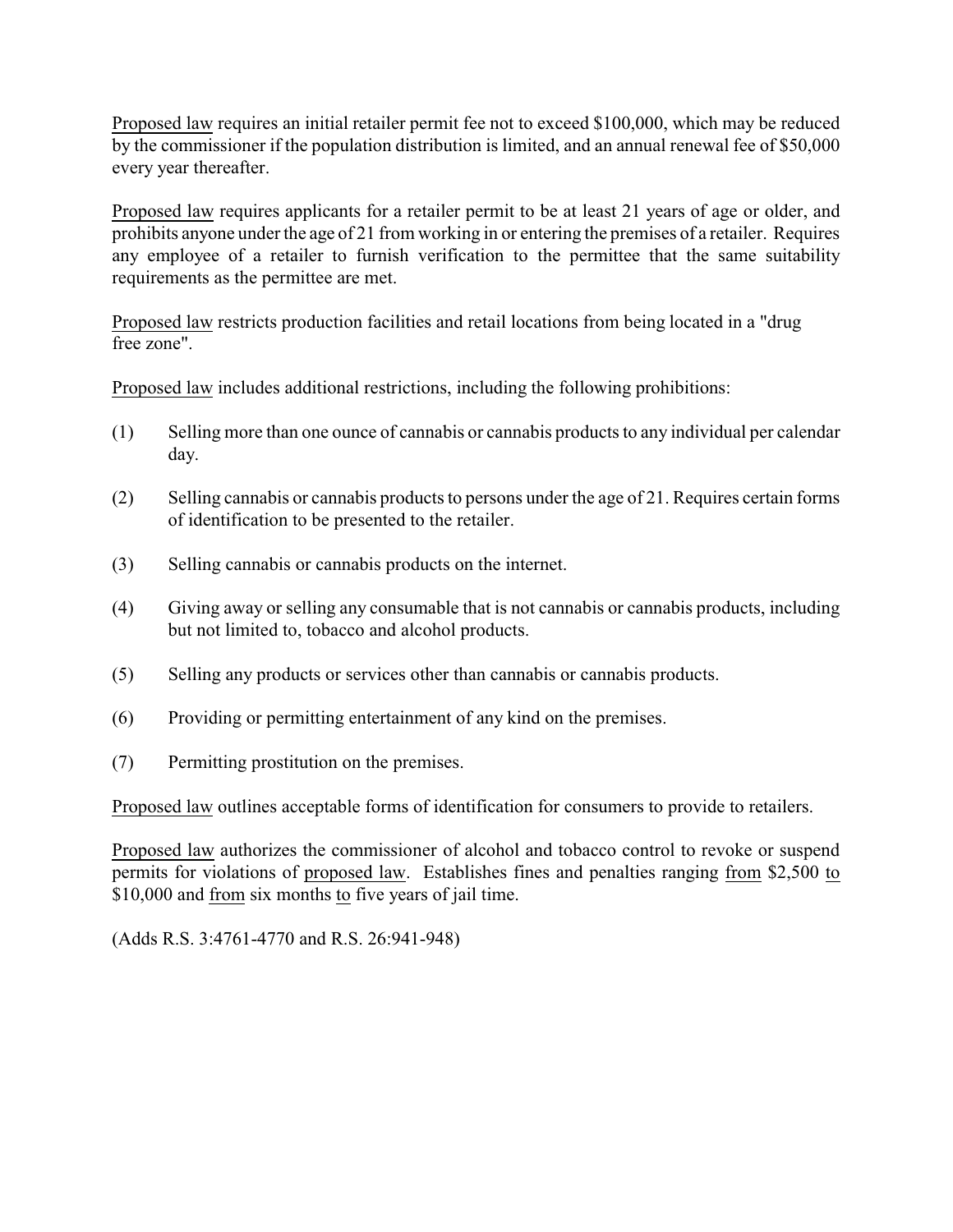Proposed law requires an initial retailer permit fee not to exceed $100,000, which may be reduced by the commissioner if the population distribution is limited, and an annual renewal fee of $50,000 every year thereafter.

Proposed law requires applicants for a retailer permit to be at least 21 years of age or older, and prohibits anyone under the age of 21 from working in or entering the premises of a retailer. Requires any employee of a retailer to furnish verification to the permittee that the same suitability requirements as the permittee are met.

Proposed law restricts production facilities and retail locations from being located in a "drug free zone".

Proposed law includes additional restrictions, including the following prohibitions:

(1) Selling more than one ounce of cannabis or cannabis products to any individual per calendar day.

(2) Selling cannabis or cannabis products to persons under the age of 21. Requires certain forms of identification to be presented to the retailer.

(3) Selling cannabis or cannabis products on the internet.

(4) Giving away or selling any consumable that is not cannabis or cannabis products, including but not limited to, tobacco and alcohol products.

(5) Selling any products or services other than cannabis or cannabis products.

(6) Providing or permitting entertainment of any kind on the premises.

(7) Permitting prostitution on the premises.

Proposed law outlines acceptable forms of identification for consumers to provide to retailers.

Proposed law authorizes the commissioner of alcohol and tobacco control to revoke or suspend permits for violations of proposed law. Establishes fines and penalties ranging from $2,500 to $10,000 and from six months to five years of jail time.

(Adds R.S. 3:4761-4770 and R.S. 26:941-948)